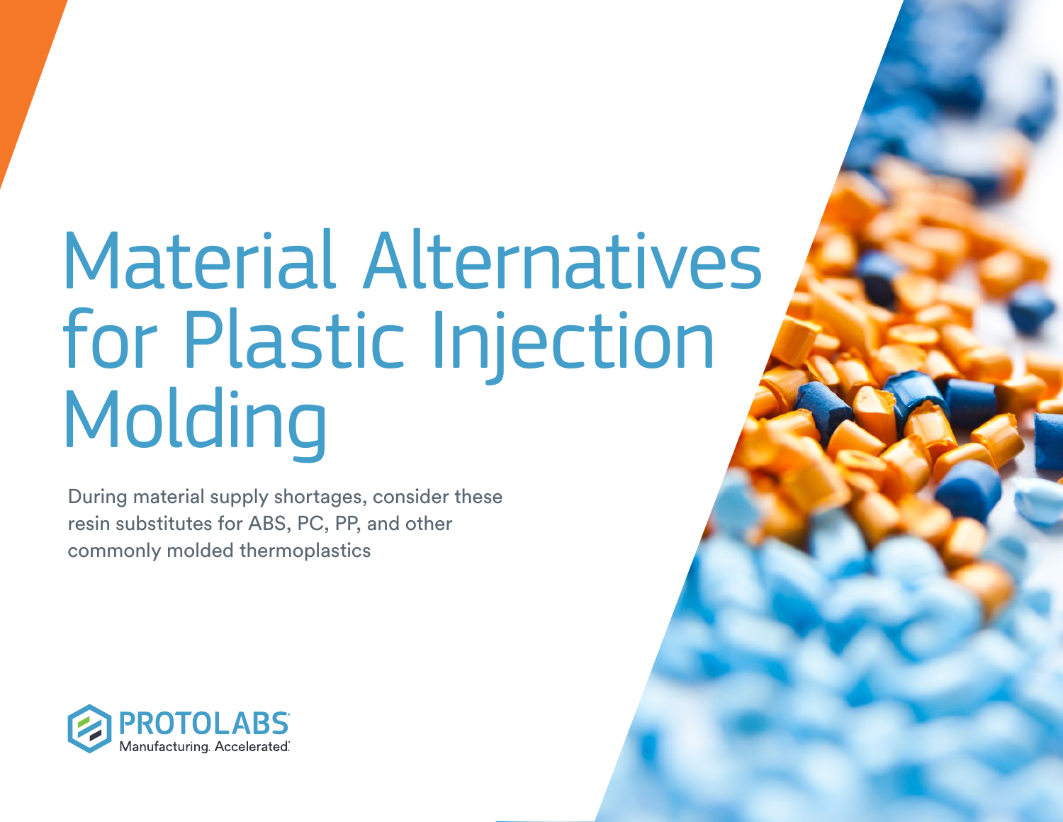# Material Alternatives for Plastic Injection Molding

During material supply shortages, consider these resin substitutes for ABS, PC, PP, and other commonly molded thermoplastics

PROTOLABS
Manufacturing. Accelerated.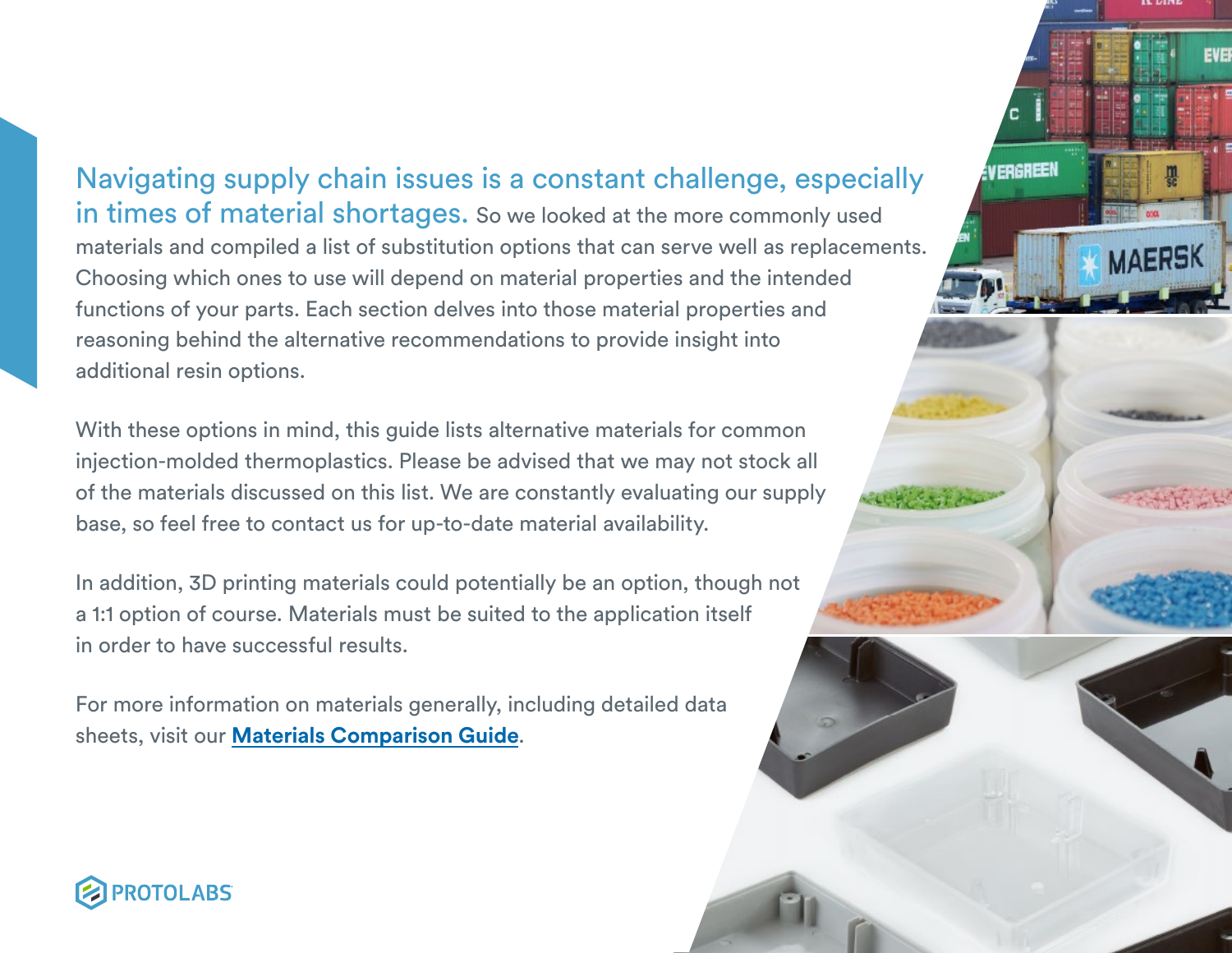**Navigating supply chain issues is a constant challenge, especially in times of material shortages.** So we looked at the more commonly used materials and compiled a list of substitution options that can serve well as replacements. Choosing which ones to use will depend on material properties and the intended functions of your parts. Each section delves into those material properties and reasoning behind the alternative recommendations to provide insight into additional resin options.

With these options in mind, this guide lists alternative materials for common injection-molded thermoplastics. Please be advised that we may not stock all of the materials discussed on this list. We are constantly evaluating our supply base, so feel free to contact us for up-to-date material availability.

In addition, 3D printing materials could potentially be an option, though not a 1:1 option of course. Materials must be suited to the application itself in order to have successful results.

For more information on materials generally, including detailed data sheets, visit our **Materials Comparison Guide**.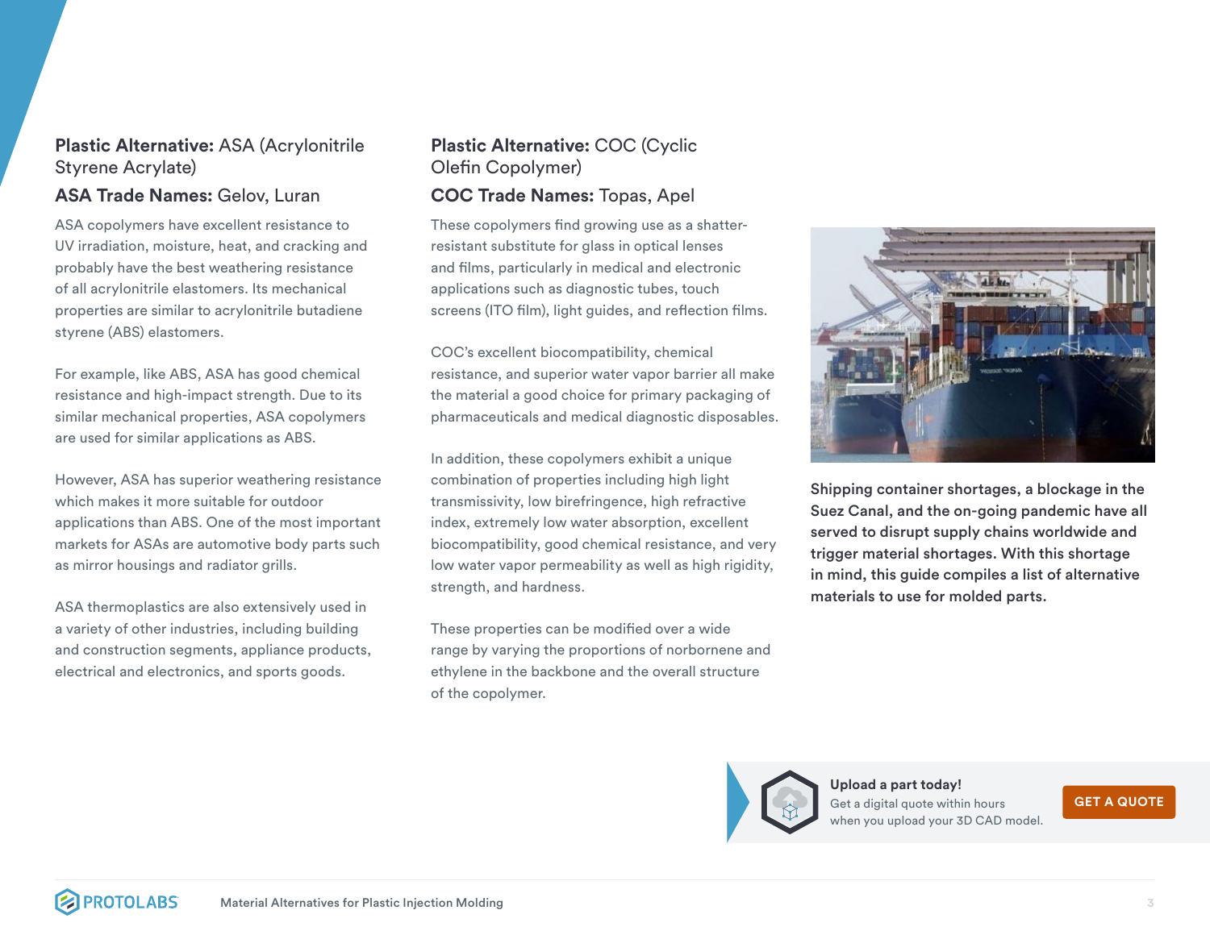**Plastic Alternative:** ASA (Acrylonitrile Styrene Acrylate)

**ASA Trade Names:** Gelov, Luran

ASA copolymers have excellent resistance to UV irradiation, moisture, heat, and cracking and probably have the best weathering resistance of all acrylonitrile elastomers. Its mechanical properties are similar to acrylonitrile butadiene styrene (ABS) elastomers.

For example, like ABS, ASA has good chemical resistance and high-impact strength. Due to its similar mechanical properties, ASA copolymers are used for similar applications as ABS.

However, ASA has superior weathering resistance which makes it more suitable for outdoor applications than ABS. One of the most important markets for ASAs are automotive body parts such as mirror housings and radiator grills.

ASA thermoplastics are also extensively used in a variety of other industries, including building and construction segments, appliance products, electrical and electronics, and sports goods.

**Plastic Alternative:** COC (Cyclic Olefin Copolymer)

**COC Trade Names:** Topas, Apel

These copolymers find growing use as a shatter-resistant substitute for glass in optical lenses and films, particularly in medical and electronic applications such as diagnostic tubes, touch screens (ITO film), light guides, and reflection films.

COC's excellent biocompatibility, chemical resistance, and superior water vapor barrier all make the material a good choice for primary packaging of pharmaceuticals and medical diagnostic disposables.

In addition, these copolymers exhibit a unique combination of properties including high light transmissivity, low birefringence, high refractive index, extremely low water absorption, excellent biocompatibility, good chemical resistance, and very low water vapor permeability as well as high rigidity, strength, and hardness.

These properties can be modified over a wide range by varying the proportions of norbornene and ethylene in the backbone and the overall structure of the copolymer.

**Shipping container shortages, a blockage in the Suez Canal, and the on-going pandemic have all served to disrupt supply chains worldwide and trigger material shortages. With this shortage in mind, this guide compiles a list of alternative materials to use for molded parts.**

**Upload a part today!**
Get a digital quote within hours when you upload your 3D CAD model.

GET A QUOTE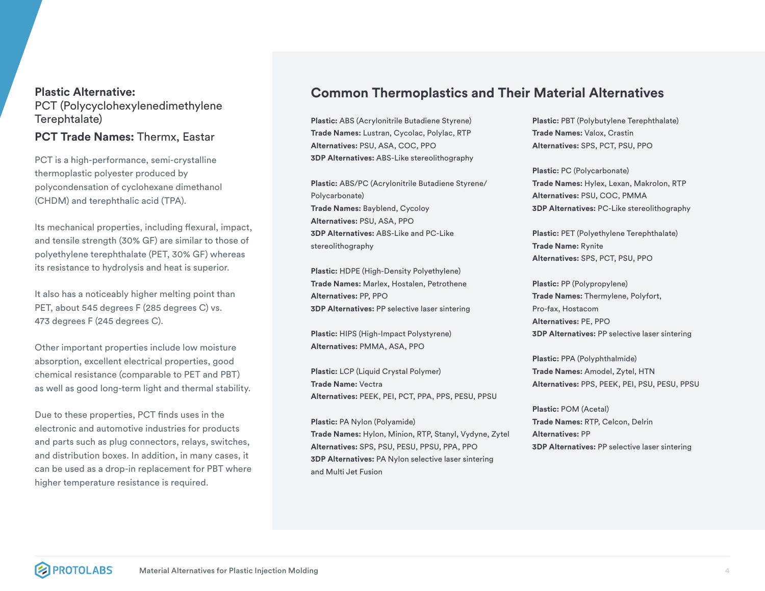**Plastic Alternative:**
PCT (Polycyclohexylenedimethylene Terephtalate)

**PCT Trade Names:** Thermx, Eastar

PCT is a high-performance, semi-crystalline thermoplastic polyester produced by polycondensation of cyclohexane dimethanol (CHDM) and terephthalic acid (TPA).

Its mechanical properties, including flexural, impact, and tensile strength (30% GF) are similar to those of polyethylene terephthalate (PET, 30% GF) whereas its resistance to hydrolysis and heat is superior.

It also has a noticeably higher melting point than PET, about 545 degrees F (285 degrees C) vs. 473 degrees F (245 degrees C).

Other important properties include low moisture absorption, excellent electrical properties, good chemical resistance (comparable to PET and PBT) as well as good long-term light and thermal stability.

Due to these properties, PCT finds uses in the electronic and automotive industries for products and parts such as plug connectors, relays, switches, and distribution boxes. In addition, in many cases, it can be used as a drop-in replacement for PBT where higher temperature resistance is required.

## Common Thermoplastics and Their Material Alternatives

**Plastic:** ABS (Acrylonitrile Butadiene Styrene)
**Trade Names:** Lustran, Cycolac, Polylac, RTP
**Alternatives:** PSU, ASA, COC, PPO
**3DP Alternatives:** ABS-Like stereolithography

**Plastic:** ABS/PC (Acrylonitrile Butadiene Styrene/Polycarbonate)
**Trade Names:** Bayblend, Cycoloy
**Alternatives:** PSU, ASA, PPO
**3DP Alternatives:** ABS-Like and PC-Like stereolithography

**Plastic:** HDPE (High-Density Polyethylene)
**Trade Names:** Marlex, Hostalen, Petrothene
**Alternatives:** PP, PPO
**3DP Alternatives:** PP selective laser sintering

**Plastic:** HIPS (High-Impact Polystyrene)
**Alternatives:** PMMA, ASA, PPO

**Plastic:** LCP (Liquid Crystal Polymer)
**Trade Name:** Vectra
**Alternatives:** PEEK, PEI, PCT, PPA, PPS, PESU, PPSU

**Plastic:** PA Nylon (Polyamide)
**Trade Names:** Hylon, Minion, RTP, Stanyl, Vydyne, Zytel
**Alternatives:** SPS, PSU, PESU, PPSU, PPA, PPO
**3DP Alternatives:** PA Nylon selective laser sintering and Multi Jet Fusion

**Plastic:** PBT (Polybutylene Terephthalate)
**Trade Names:** Valox, Crastin
**Alternatives:** SPS, PCT, PSU, PPO

**Plastic:** PC (Polycarbonate)
**Trade Names:** Hylex, Lexan, Makrolon, RTP
**Alternatives:** PSU, COC, PMMA
**3DP Alternatives:** PC-Like stereolithography

**Plastic:** PET (Polyethylene Terephthalate)
**Trade Name:** Rynite
**Alternatives:** SPS, PCT, PSU, PPO

**Plastic:** PP (Polypropylene)
**Trade Names:** Thermylene, Polyfort, Pro-fax, Hostacom
**Alternatives:** PE, PPO
**3DP Alternatives:** PP selective laser sintering

**Plastic:** PPA (Polyphthalmide)
**Trade Names:** Amodel, Zytel, HTN
**Alternatives:** PPS, PEEK, PEI, PSU, PESU, PPSU

**Plastic:** POM (Acetal)
**Trade Names:** RTP, Celcon, Delrin
**Alternatives:** PP
**3DP Alternatives:** PP selective laser sintering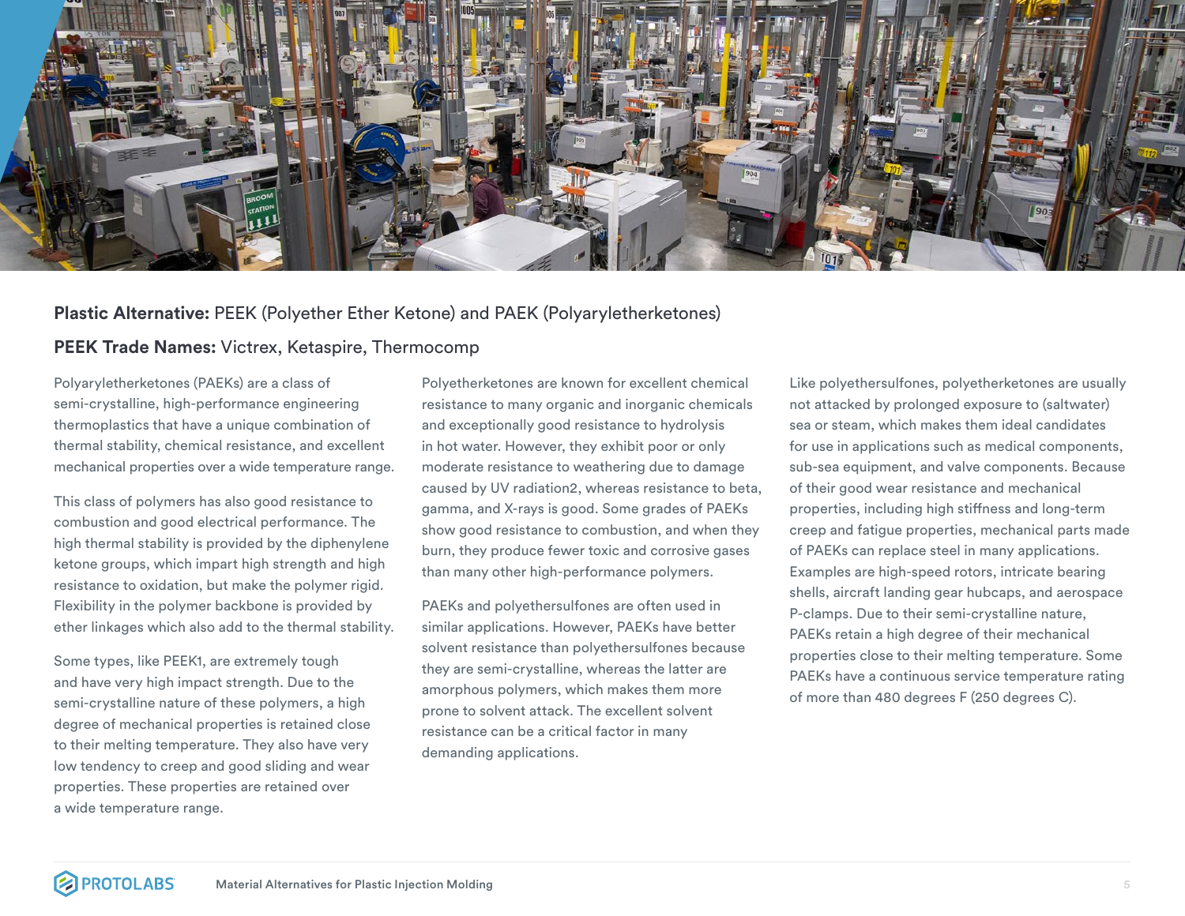**Plastic Alternative:** PEEK (Polyether Ether Ketone) and PAEK (Polyaryletherketones)

**PEEK Trade Names:** Victrex, Ketaspire, Thermocomp

Polyaryletherketones (PAEKs) are a class of semi-crystalline, high-performance engineering thermoplastics that have a unique combination of thermal stability, chemical resistance, and excellent mechanical properties over a wide temperature range.

This class of polymers has also good resistance to combustion and good electrical performance. The high thermal stability is provided by the diphenylene ketone groups, which impart high strength and high resistance to oxidation, but make the polymer rigid. Flexibility in the polymer backbone is provided by ether linkages which also add to the thermal stability.

Some types, like PEEK1, are extremely tough and have very high impact strength. Due to the semi-crystalline nature of these polymers, a high degree of mechanical properties is retained close to their melting temperature. They also have very low tendency to creep and good sliding and wear properties. These properties are retained over a wide temperature range.

Polyetherketones are known for excellent chemical resistance to many organic and inorganic chemicals and exceptionally good resistance to hydrolysis in hot water. However, they exhibit poor or only moderate resistance to weathering due to damage caused by UV radiation2, whereas resistance to beta, gamma, and X-rays is good. Some grades of PAEKs show good resistance to combustion, and when they burn, they produce fewer toxic and corrosive gases than many other high-performance polymers.

PAEKs and polyethersulfones are often used in similar applications. However, PAEKs have better solvent resistance than polyethersulfones because they are semi-crystalline, whereas the latter are amorphous polymers, which makes them more prone to solvent attack. The excellent solvent resistance can be a critical factor in many demanding applications.

Like polyethersulfones, polyetherketones are usually not attacked by prolonged exposure to (saltwater) sea or steam, which makes them ideal candidates for use in applications such as medical components, sub-sea equipment, and valve components. Because of their good wear resistance and mechanical properties, including high stiffness and long-term creep and fatigue properties, mechanical parts made of PAEKs can replace steel in many applications. Examples are high-speed rotors, intricate bearing shells, aircraft landing gear hubcaps, and aerospace P-clamps. Due to their semi-crystalline nature, PAEKs retain a high degree of their mechanical properties close to their melting temperature. Some PAEKs have a continuous service temperature rating of more than 480 degrees F (250 degrees C).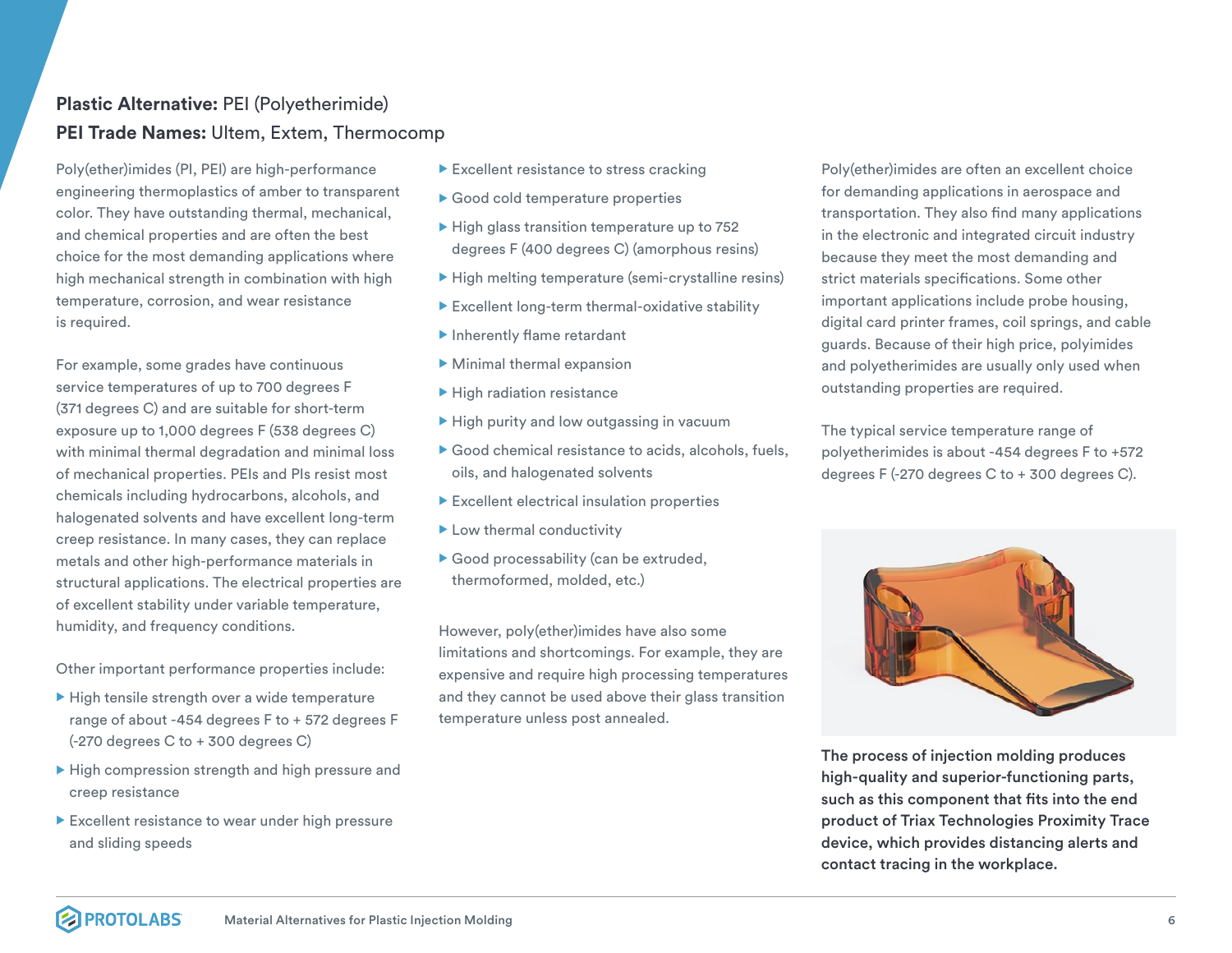**Plastic Alternative:** PEI (Polyetherimide)
**PEI Trade Names:** Ultem, Extem, Thermocomp

Poly(ether)imides (PI, PEI) are high-performance engineering thermoplastics of amber to transparent color. They have outstanding thermal, mechanical, and chemical properties and are often the best choice for the most demanding applications where high mechanical strength in combination with high temperature, corrosion, and wear resistance is required.

For example, some grades have continuous service temperatures of up to 700 degrees F (371 degrees C) and are suitable for short-term exposure up to 1,000 degrees F (538 degrees C) with minimal thermal degradation and minimal loss of mechanical properties. PEIs and PIs resist most chemicals including hydrocarbons, alcohols, and halogenated solvents and have excellent long-term creep resistance. In many cases, they can replace metals and other high-performance materials in structural applications. The electrical properties are of excellent stability under variable temperature, humidity, and frequency conditions.

Other important performance properties include:

- High tensile strength over a wide temperature range of about -454 degrees F to + 572 degrees F (-270 degrees C to + 300 degrees C)
- High compression strength and high pressure and creep resistance
- Excellent resistance to wear under high pressure and sliding speeds
- Excellent resistance to stress cracking
- Good cold temperature properties
- High glass transition temperature up to 752 degrees F (400 degrees C) (amorphous resins)
- High melting temperature (semi-crystalline resins)
- Excellent long-term thermal-oxidative stability
- Inherently flame retardant
- Minimal thermal expansion
- High radiation resistance
- High purity and low outgassing in vacuum
- Good chemical resistance to acids, alcohols, fuels, oils, and halogenated solvents
- Excellent electrical insulation properties
- Low thermal conductivity
- Good processability (can be extruded, thermoformed, molded, etc.)

However, poly(ether)imides have also some limitations and shortcomings. For example, they are expensive and require high processing temperatures and they cannot be used above their glass transition temperature unless post annealed.

Poly(ether)imides are often an excellent choice for demanding applications in aerospace and transportation. They also find many applications in the electronic and integrated circuit industry because they meet the most demanding and strict materials specifications. Some other important applications include probe housing, digital card printer frames, coil springs, and cable guards. Because of their high price, polyimides and polyetherimides are usually only used when outstanding properties are required.

The typical service temperature range of polyetherimides is about -454 degrees F to +572 degrees F (-270 degrees C to + 300 degrees C).

**The process of injection molding produces high-quality and superior-functioning parts, such as this component that fits into the end product of Triax Technologies Proximity Trace device, which provides distancing alerts and contact tracing in the workplace.**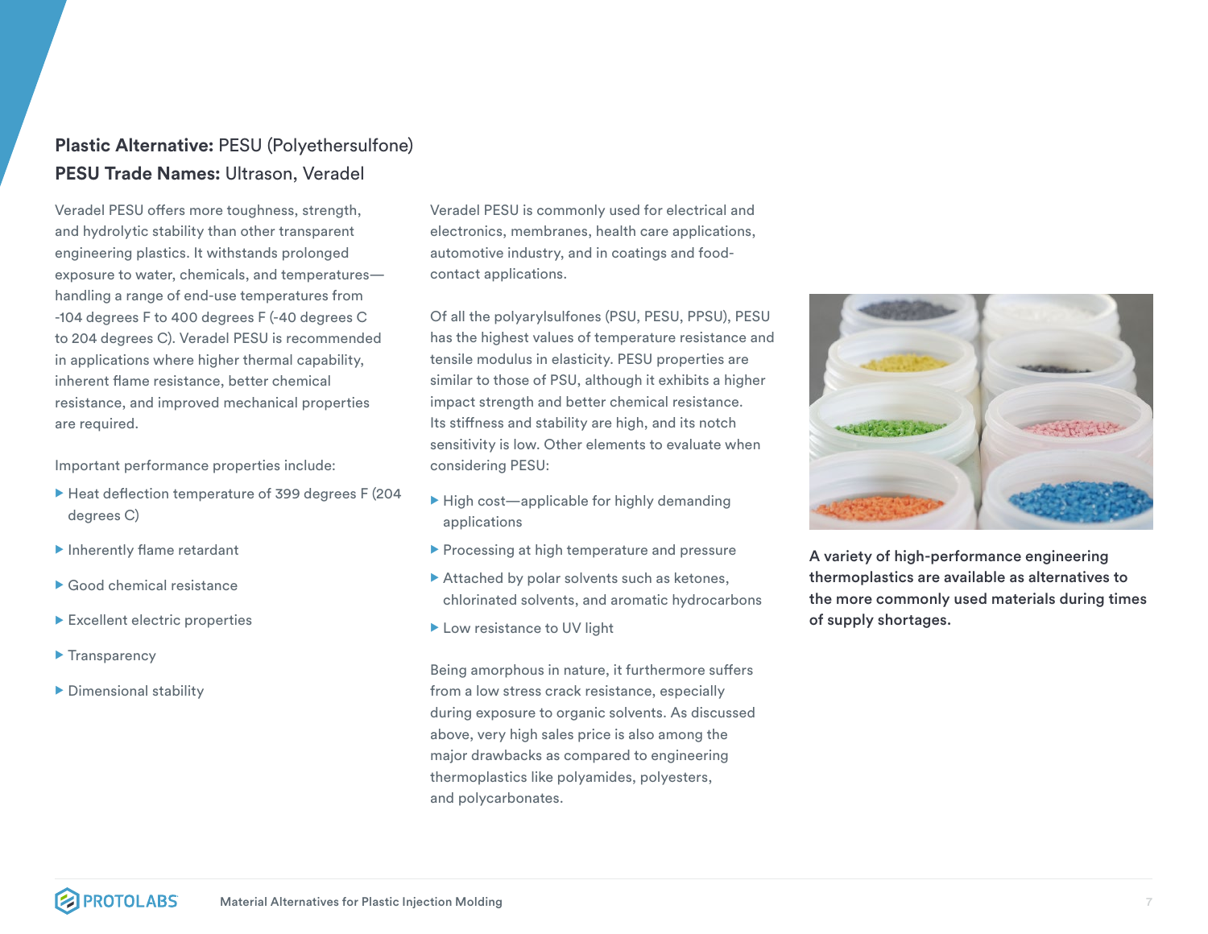**Plastic Alternative:** PESU (Polyethersulfone)

**PESU Trade Names:** Ultrason, Veradel

Veradel PESU offers more toughness, strength, and hydrolytic stability than other transparent engineering plastics. It withstands prolonged exposure to water, chemicals, and temperatures—handling a range of end-use temperatures from -104 degrees F to 400 degrees F (-40 degrees C to 204 degrees C). Veradel PESU is recommended in applications where higher thermal capability, inherent flame resistance, better chemical resistance, and improved mechanical properties are required.

Important performance properties include:

- Heat deflection temperature of 399 degrees F (204 degrees C)
- Inherently flame retardant
- Good chemical resistance
- Excellent electric properties
- Transparency
- Dimensional stability

Veradel PESU is commonly used for electrical and electronics, membranes, health care applications, automotive industry, and in coatings and food-contact applications.

Of all the polyarylsulfones (PSU, PESU, PPSU), PESU has the highest values of temperature resistance and tensile modulus in elasticity. PESU properties are similar to those of PSU, although it exhibits a higher impact strength and better chemical resistance. Its stiffness and stability are high, and its notch sensitivity is low. Other elements to evaluate when considering PESU:

- High cost—applicable for highly demanding applications
- Processing at high temperature and pressure
- Attached by polar solvents such as ketones, chlorinated solvents, and aromatic hydrocarbons
- Low resistance to UV light

Being amorphous in nature, it furthermore suffers from a low stress crack resistance, especially during exposure to organic solvents. As discussed above, very high sales price is also among the major drawbacks as compared to engineering thermoplastics like polyamides, polyesters, and polycarbonates.

**A variety of high-performance engineering thermoplastics are available as alternatives to the more commonly used materials during times of supply shortages.**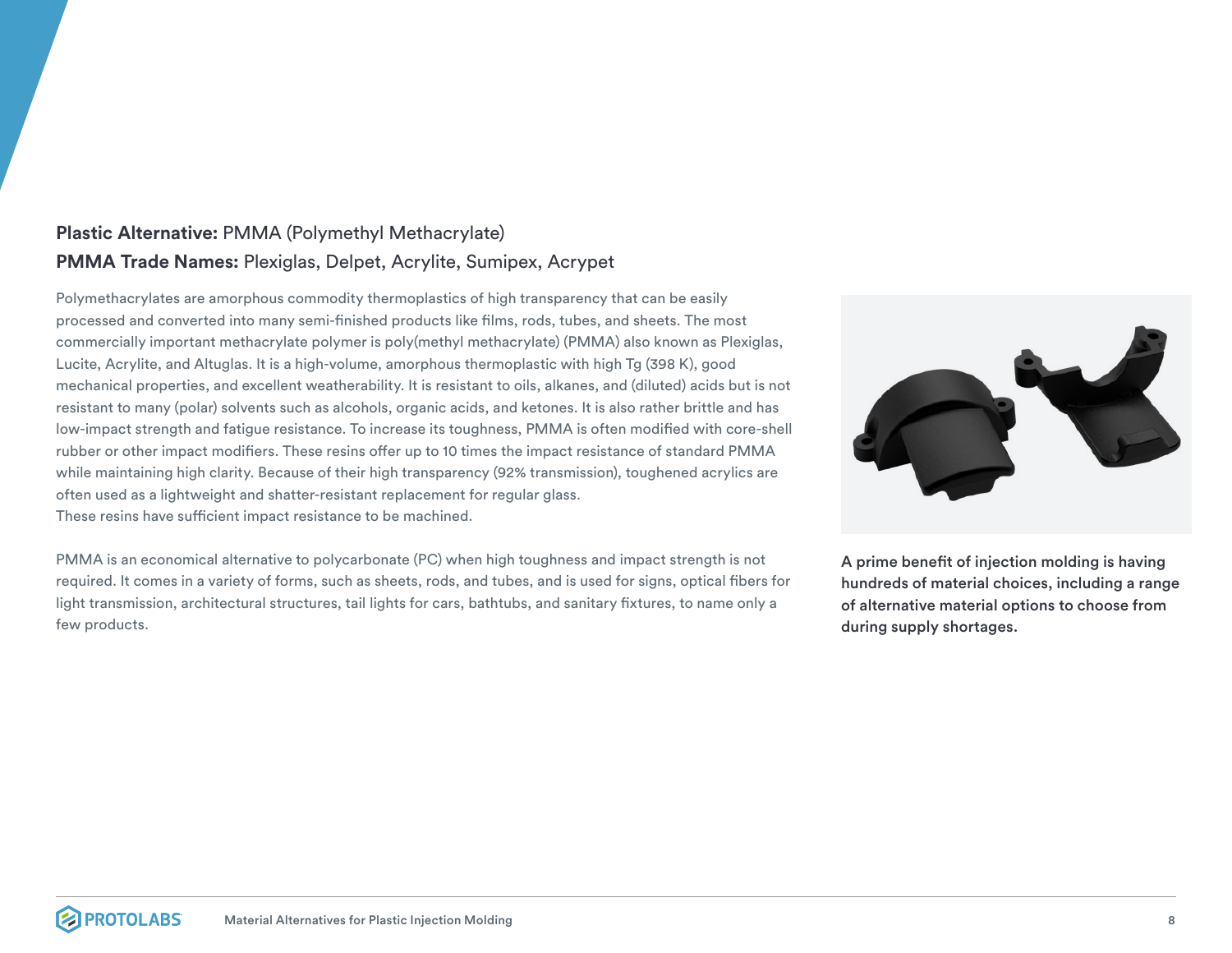**Plastic Alternative:** PMMA (Polymethyl Methacrylate)

**PMMA Trade Names:** Plexiglas, Delpet, Acrylite, Sumipex, Acrypet

Polymethacrylates are amorphous commodity thermoplastics of high transparency that can be easily processed and converted into many semi-finished products like films, rods, tubes, and sheets. The most commercially important methacrylate polymer is poly(methyl methacrylate) (PMMA) also known as Plexiglas, Lucite, Acrylite, and Altuglas. It is a high-volume, amorphous thermoplastic with high Tg (398 K), good mechanical properties, and excellent weatherability. It is resistant to oils, alkanes, and (diluted) acids but is not resistant to many (polar) solvents such as alcohols, organic acids, and ketones. It is also rather brittle and has low-impact strength and fatigue resistance. To increase its toughness, PMMA is often modified with core-shell rubber or other impact modifiers. These resins offer up to 10 times the impact resistance of standard PMMA while maintaining high clarity. Because of their high transparency (92% transmission), toughened acrylics are often used as a lightweight and shatter-resistant replacement for regular glass.
These resins have sufficient impact resistance to be machined.

PMMA is an economical alternative to polycarbonate (PC) when high toughness and impact strength is not required. It comes in a variety of forms, such as sheets, rods, and tubes, and is used for signs, optical fibers for light transmission, architectural structures, tail lights for cars, bathtubs, and sanitary fixtures, to name only a few products.

**A prime benefit of injection molding is having hundreds of material choices, including a range of alternative material options to choose from during supply shortages.**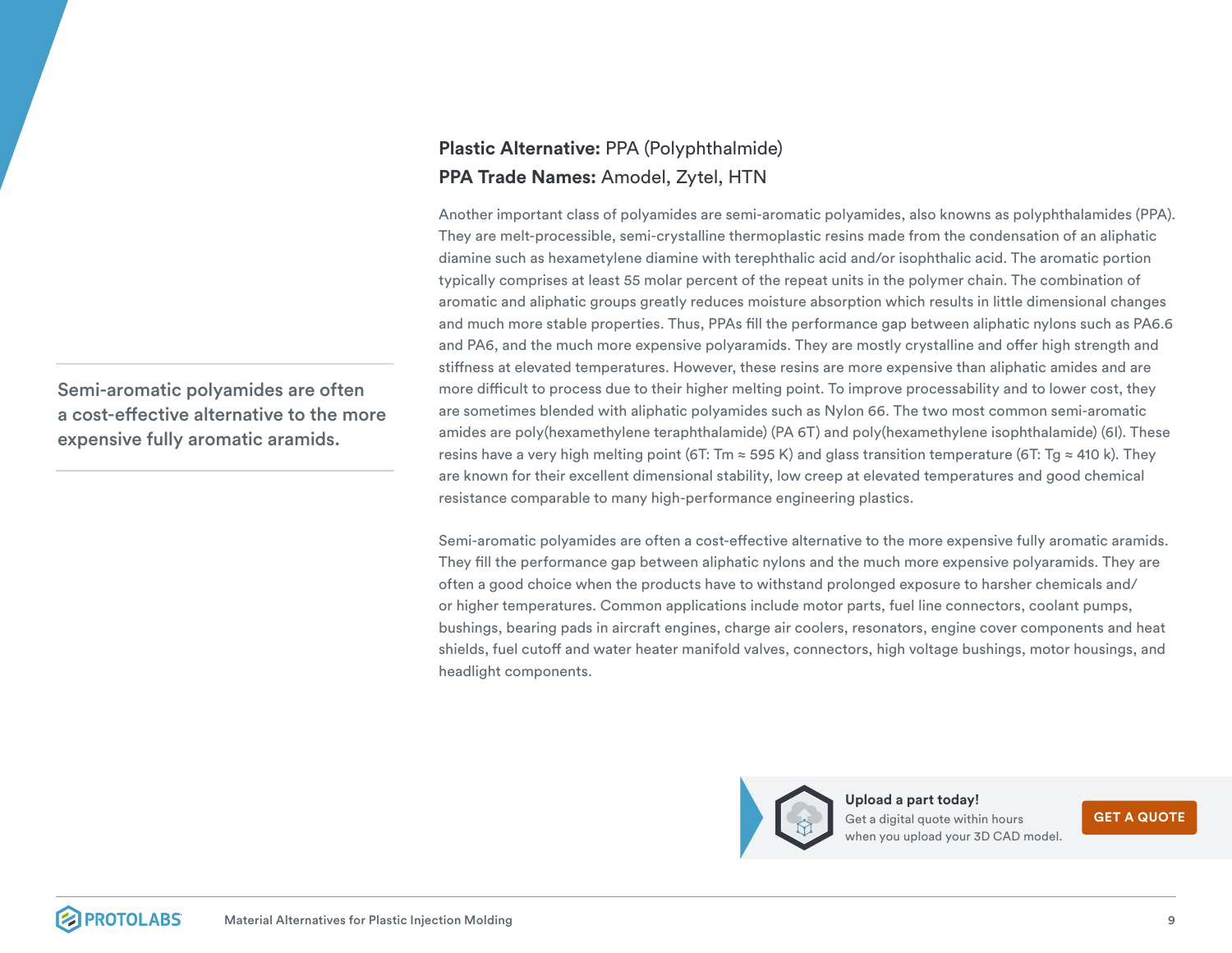**Plastic Alternative:** PPA (Polyphthalmide)

**PPA Trade Names:** Amodel, Zytel, HTN

Semi-aromatic polyamides are often a cost-effective alternative to the more expensive fully aromatic aramids.

Another important class of polyamides are semi-aromatic polyamides, also knowns as polyphthalamides (PPA). They are melt-processible, semi-crystalline thermoplastic resins made from the condensation of an aliphatic diamine such as hexametylene diamine with terephthalic acid and/or isophthalic acid. The aromatic portion typically comprises at least 55 molar percent of the repeat units in the polymer chain. The combination of aromatic and aliphatic groups greatly reduces moisture absorption which results in little dimensional changes and much more stable properties. Thus, PPAs fill the performance gap between aliphatic nylons such as PA6.6 and PA6, and the much more expensive polyaramids. They are mostly crystalline and offer high strength and stiffness at elevated temperatures. However, these resins are more expensive than aliphatic amides and are more difficult to process due to their higher melting point. To improve processability and to lower cost, they are sometimes blended with aliphatic polyamides such as Nylon 66. The two most common semi-aromatic amides are poly(hexamethylene teraphthalamide) (PA 6T) and poly(hexamethylene isophthalamide) (6I). These resins have a very high melting point (6T: $T_m \approx 595$ K) and glass transition temperature (6T: $T_g \approx 410$ k). They are known for their excellent dimensional stability, low creep at elevated temperatures and good chemical resistance comparable to many high-performance engineering plastics.

Semi-aromatic polyamides are often a cost-effective alternative to the more expensive fully aromatic aramids. They fill the performance gap between aliphatic nylons and the much more expensive polyaramids. They are often a good choice when the products have to withstand prolonged exposure to harsher chemicals and/or higher temperatures. Common applications include motor parts, fuel line connectors, coolant pumps, bushings, bearing pads in aircraft engines, charge air coolers, resonators, engine cover components and heat shields, fuel cutoff and water heater manifold valves, connectors, high voltage bushings, motor housings, and headlight components.

**Upload a part today!**

Get a digital quote within hours when you upload your 3D CAD model.

GET A QUOTE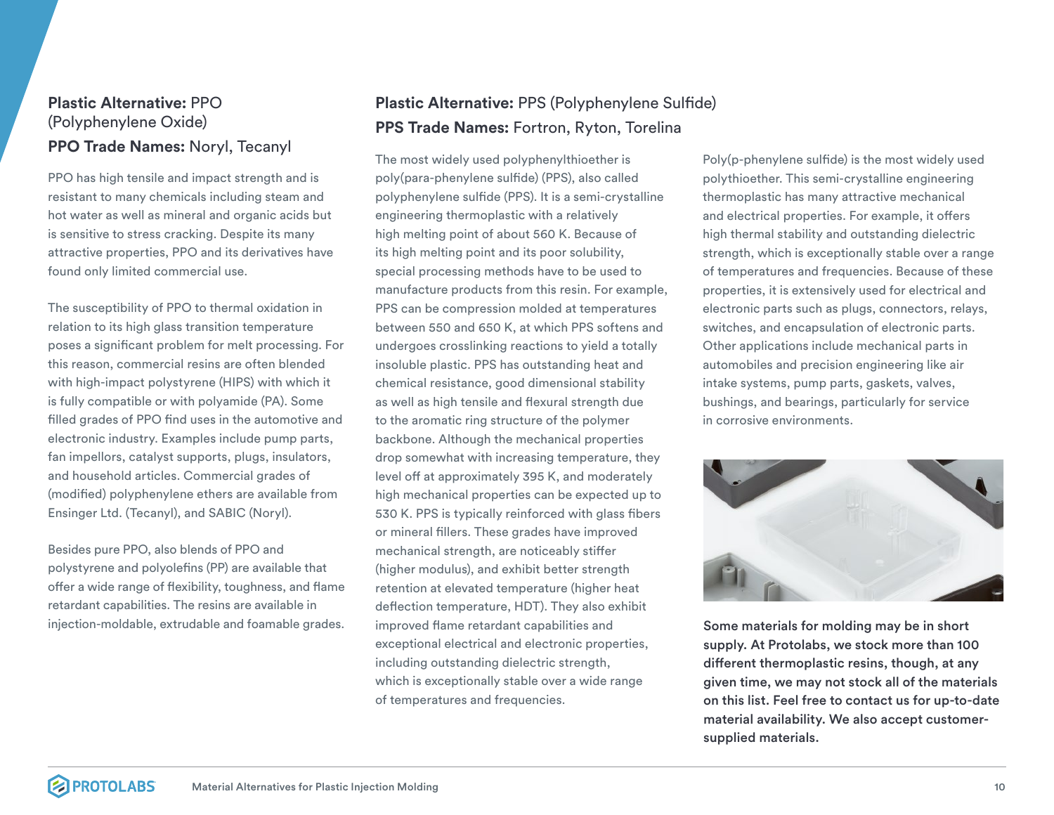## **Plastic Alternative:** PPO (Polyphenylene Oxide)

### **PPO Trade Names:** Noryl, Tecanyl

PPO has high tensile and impact strength and is resistant to many chemicals including steam and hot water as well as mineral and organic acids but is sensitive to stress cracking. Despite its many attractive properties, PPO and its derivatives have found only limited commercial use.

The susceptibility of PPO to thermal oxidation in relation to its high glass transition temperature poses a significant problem for melt processing. For this reason, commercial resins are often blended with high-impact polystyrene (HIPS) with which it is fully compatible or with polyamide (PA). Some filled grades of PPO find uses in the automotive and electronic industry. Examples include pump parts, fan impellors, catalyst supports, plugs, insulators, and household articles. Commercial grades of (modified) polyphenylene ethers are available from Ensinger Ltd. (Tecanyl), and SABIC (Noryl).

Besides pure PPO, also blends of PPO and polystyrene and polyolefins (PP) are available that offer a wide range of flexibility, toughness, and flame retardant capabilities. The resins are available in injection-moldable, extrudable and foamable grades.

## **Plastic Alternative:** PPS (Polyphenylene Sulfide)

### **PPS Trade Names:** Fortron, Ryton, Torelina

The most widely used polyphenylthioether is poly(para-phenylene sulfide) (PPS), also called polyphenylene sulfide (PPS). It is a semi-crystalline engineering thermoplastic with a relatively high melting point of about 560 K. Because of its high melting point and its poor solubility, special processing methods have to be used to manufacture products from this resin. For example, PPS can be compression molded at temperatures between 550 and 650 K, at which PPS softens and undergoes crosslinking reactions to yield a totally insoluble plastic. PPS has outstanding heat and chemical resistance, good dimensional stability as well as high tensile and flexural strength due to the aromatic ring structure of the polymer backbone. Although the mechanical properties drop somewhat with increasing temperature, they level off at approximately 395 K, and moderately high mechanical properties can be expected up to 530 K. PPS is typically reinforced with glass fibers or mineral fillers. These grades have improved mechanical strength, are noticeably stiffer (higher modulus), and exhibit better strength retention at elevated temperature (higher heat deflection temperature, HDT). They also exhibit improved flame retardant capabilities and exceptional electrical and electronic properties, including outstanding dielectric strength, which is exceptionally stable over a wide range of temperatures and frequencies.

Poly(p-phenylene sulfide) is the most widely used polythioether. This semi-crystalline engineering thermoplastic has many attractive mechanical and electrical properties. For example, it offers high thermal stability and outstanding dielectric strength, which is exceptionally stable over a range of temperatures and frequencies. Because of these properties, it is extensively used for electrical and electronic parts such as plugs, connectors, relays, switches, and encapsulation of electronic parts. Other applications include mechanical parts in automobiles and precision engineering like air intake systems, pump parts, gaskets, valves, bushings, and bearings, particularly for service in corrosive environments.

**Some materials for molding may be in short supply. At Protolabs, we stock more than 100 different thermoplastic resins, though, at any given time, we may not stock all of the materials on this list. Feel free to contact us for up-to-date material availability. We also accept customer-supplied materials.**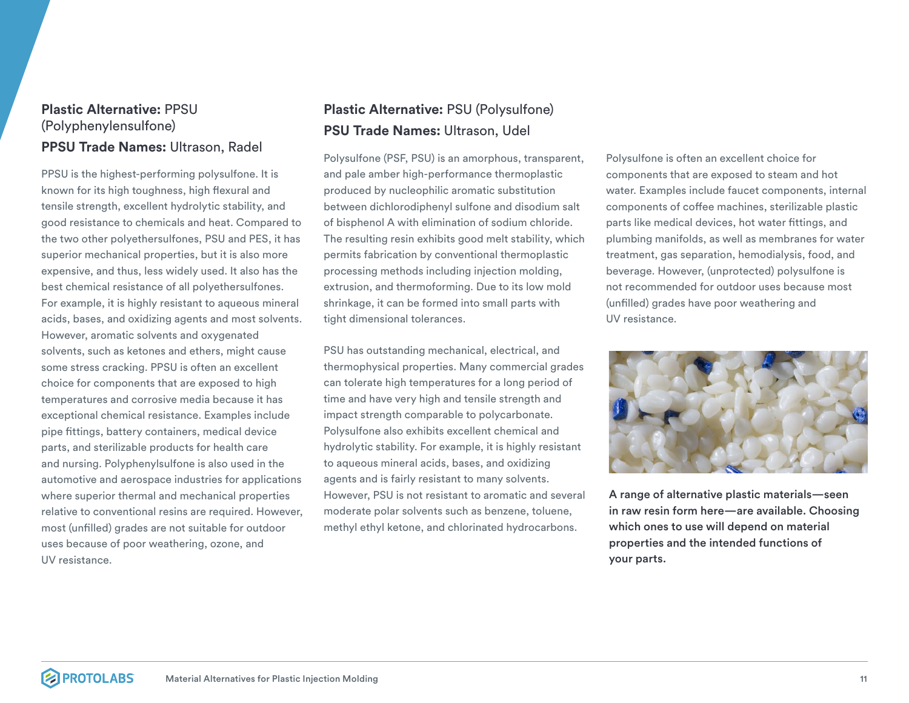**Plastic Alternative:** PPSU (Polyphenylensulfone)

**PPSU Trade Names:** Ultrason, Radel

PPSU is the highest-performing polysulfone. It is known for its high toughness, high flexural and tensile strength, excellent hydrolytic stability, and good resistance to chemicals and heat. Compared to the two other polyethersulfones, PSU and PES, it has superior mechanical properties, but it is also more expensive, and thus, less widely used. It also has the best chemical resistance of all polyethersulfones. For example, it is highly resistant to aqueous mineral acids, bases, and oxidizing agents and most solvents. However, aromatic solvents and oxygenated solvents, such as ketones and ethers, might cause some stress cracking. PPSU is often an excellent choice for components that are exposed to high temperatures and corrosive media because it has exceptional chemical resistance. Examples include pipe fittings, battery containers, medical device parts, and sterilizable products for health care and nursing. Polyphenylsulfone is also used in the automotive and aerospace industries for applications where superior thermal and mechanical properties relative to conventional resins are required. However, most (unfilled) grades are not suitable for outdoor uses because of poor weathering, ozone, and UV resistance.

**Plastic Alternative:** PSU (Polysulfone)

**PSU Trade Names:** Ultrason, Udel

Polysulfone (PSF, PSU) is an amorphous, transparent, and pale amber high-performance thermoplastic produced by nucleophilic aromatic substitution between dichlorodiphenyl sulfone and disodium salt of bisphenol A with elimination of sodium chloride. The resulting resin exhibits good melt stability, which permits fabrication by conventional thermoplastic processing methods including injection molding, extrusion, and thermoforming. Due to its low mold shrinkage, it can be formed into small parts with tight dimensional tolerances.

PSU has outstanding mechanical, electrical, and thermophysical properties. Many commercial grades can tolerate high temperatures for a long period of time and have very high and tensile strength and impact strength comparable to polycarbonate. Polysulfone also exhibits excellent chemical and hydrolytic stability. For example, it is highly resistant to aqueous mineral acids, bases, and oxidizing agents and is fairly resistant to many solvents. However, PSU is not resistant to aromatic and several moderate polar solvents such as benzene, toluene, methyl ethyl ketone, and chlorinated hydrocarbons.

Polysulfone is often an excellent choice for components that are exposed to steam and hot water. Examples include faucet components, internal components of coffee machines, sterilizable plastic parts like medical devices, hot water fittings, and plumbing manifolds, as well as membranes for water treatment, gas separation, hemodialysis, food, and beverage. However, (unprotected) polysulfone is not recommended for outdoor uses because most (unfilled) grades have poor weathering and UV resistance.

**A range of alternative plastic materials—seen in raw resin form here—are available. Choosing which ones to use will depend on material properties and the intended functions of your parts.**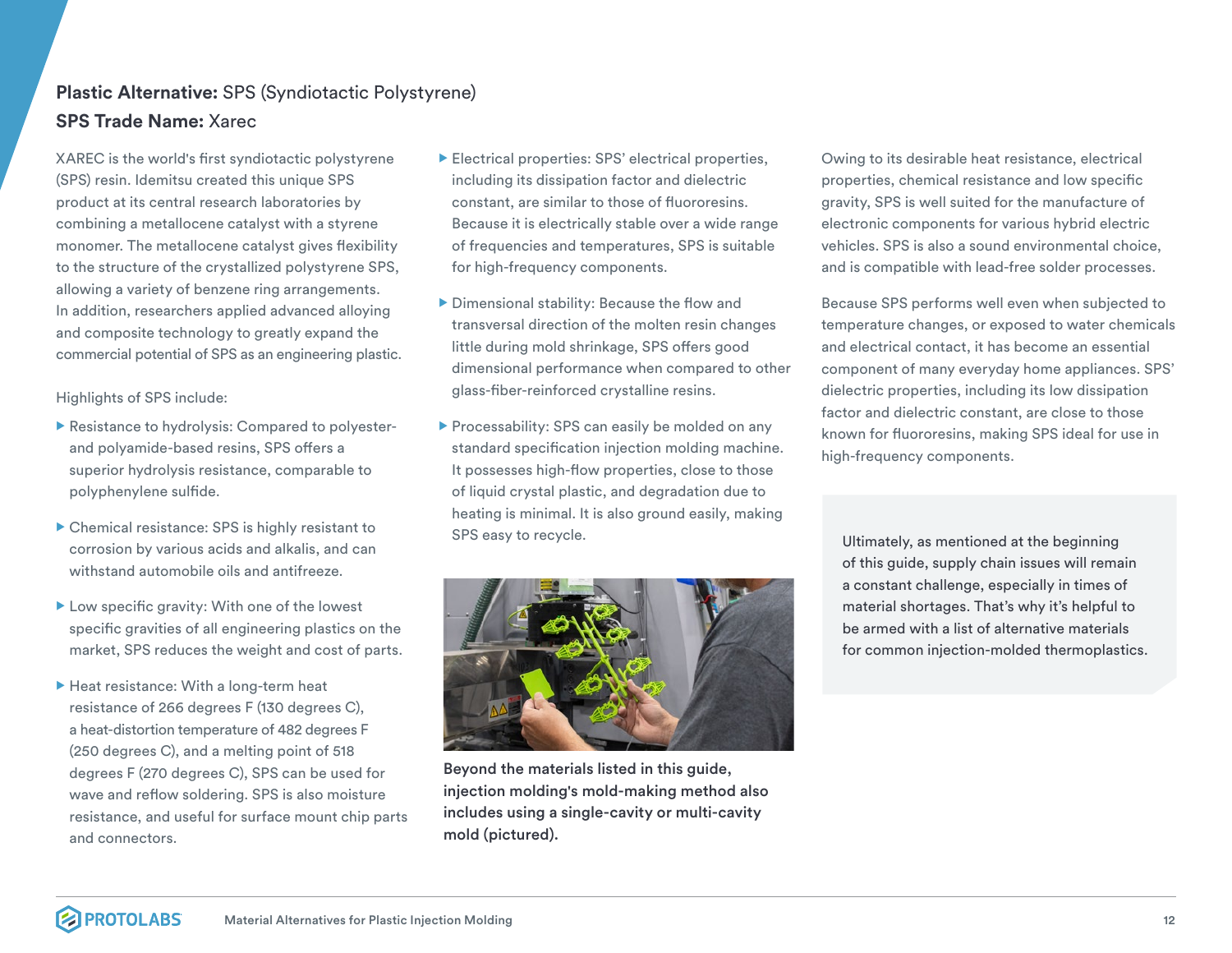**Plastic Alternative:** SPS (Syndiotactic Polystyrene)
**SPS Trade Name:** Xarec

XAREC is the world's first syndiotactic polystyrene (SPS) resin. Idemitsu created this unique SPS product at its central research laboratories by combining a metallocene catalyst with a styrene monomer. The metallocene catalyst gives flexibility to the structure of the crystallized polystyrene SPS, allowing a variety of benzene ring arrangements. In addition, researchers applied advanced alloying and composite technology to greatly expand the commercial potential of SPS as an engineering plastic.

Highlights of SPS include:

- Resistance to hydrolysis: Compared to polyester- and polyamide-based resins, SPS offers a superior hydrolysis resistance, comparable to polyphenylene sulfide.
- Chemical resistance: SPS is highly resistant to corrosion by various acids and alkalis, and can withstand automobile oils and antifreeze.
- Low specific gravity: With one of the lowest specific gravities of all engineering plastics on the market, SPS reduces the weight and cost of parts.
- Heat resistance: With a long-term heat resistance of 266 degrees F (130 degrees C), a heat-distortion temperature of 482 degrees F (250 degrees C), and a melting point of 518 degrees F (270 degrees C), SPS can be used for wave and reflow soldering. SPS is also moisture resistance, and useful for surface mount chip parts and connectors.
- Electrical properties: SPS' electrical properties, including its dissipation factor and dielectric constant, are similar to those of fluororesins. Because it is electrically stable over a wide range of frequencies and temperatures, SPS is suitable for high-frequency components.
- Dimensional stability: Because the flow and transversal direction of the molten resin changes little during mold shrinkage, SPS offers good dimensional performance when compared to other glass-fiber-reinforced crystalline resins.
- Processability: SPS can easily be molded on any standard specification injection molding machine. It possesses high-flow properties, close to those of liquid crystal plastic, and degradation due to heating is minimal. It is also ground easily, making SPS easy to recycle.

**Beyond the materials listed in this guide, injection molding's mold-making method also includes using a single-cavity or multi-cavity mold (pictured).**

Owing to its desirable heat resistance, electrical properties, chemical resistance and low specific gravity, SPS is well suited for the manufacture of electronic components for various hybrid electric vehicles. SPS is also a sound environmental choice, and is compatible with lead-free solder processes.

Because SPS performs well even when subjected to temperature changes, or exposed to water chemicals and electrical contact, it has become an essential component of many everyday home appliances. SPS' dielectric properties, including its low dissipation factor and dielectric constant, are close to those known for fluororesins, making SPS ideal for use in high-frequency components.

Ultimately, as mentioned at the beginning of this guide, supply chain issues will remain a constant challenge, especially in times of material shortages. That's why it's helpful to be armed with a list of alternative materials for common injection-molded thermoplastics.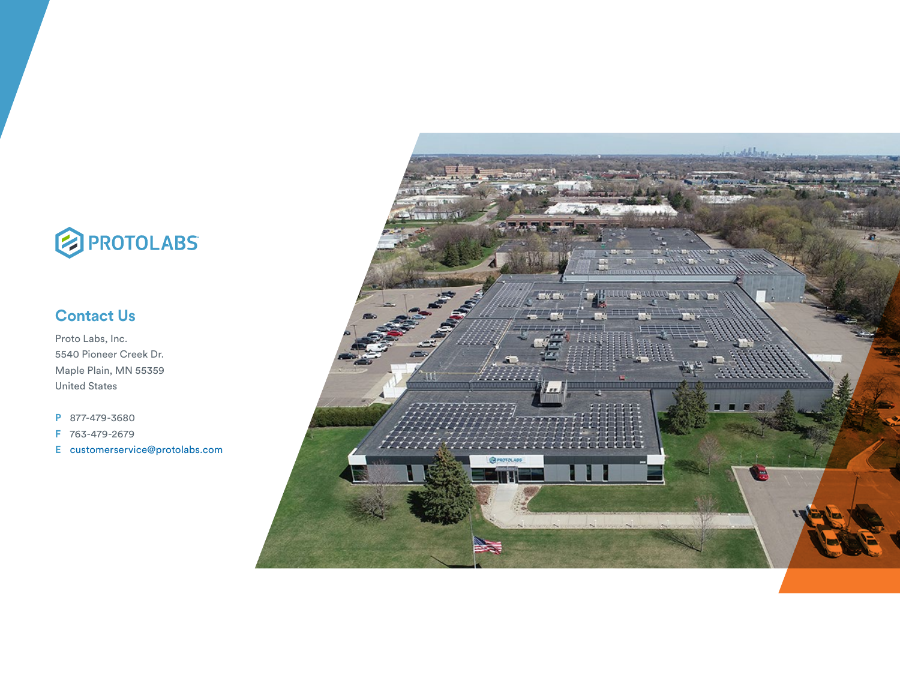PROTOLABS

## Contact Us

Proto Labs, Inc.
5540 Pioneer Creek Dr.
Maple Plain, MN 55359
United States

P 877-479-3680
F 763-479-2679
E customerservice@protolabs.com